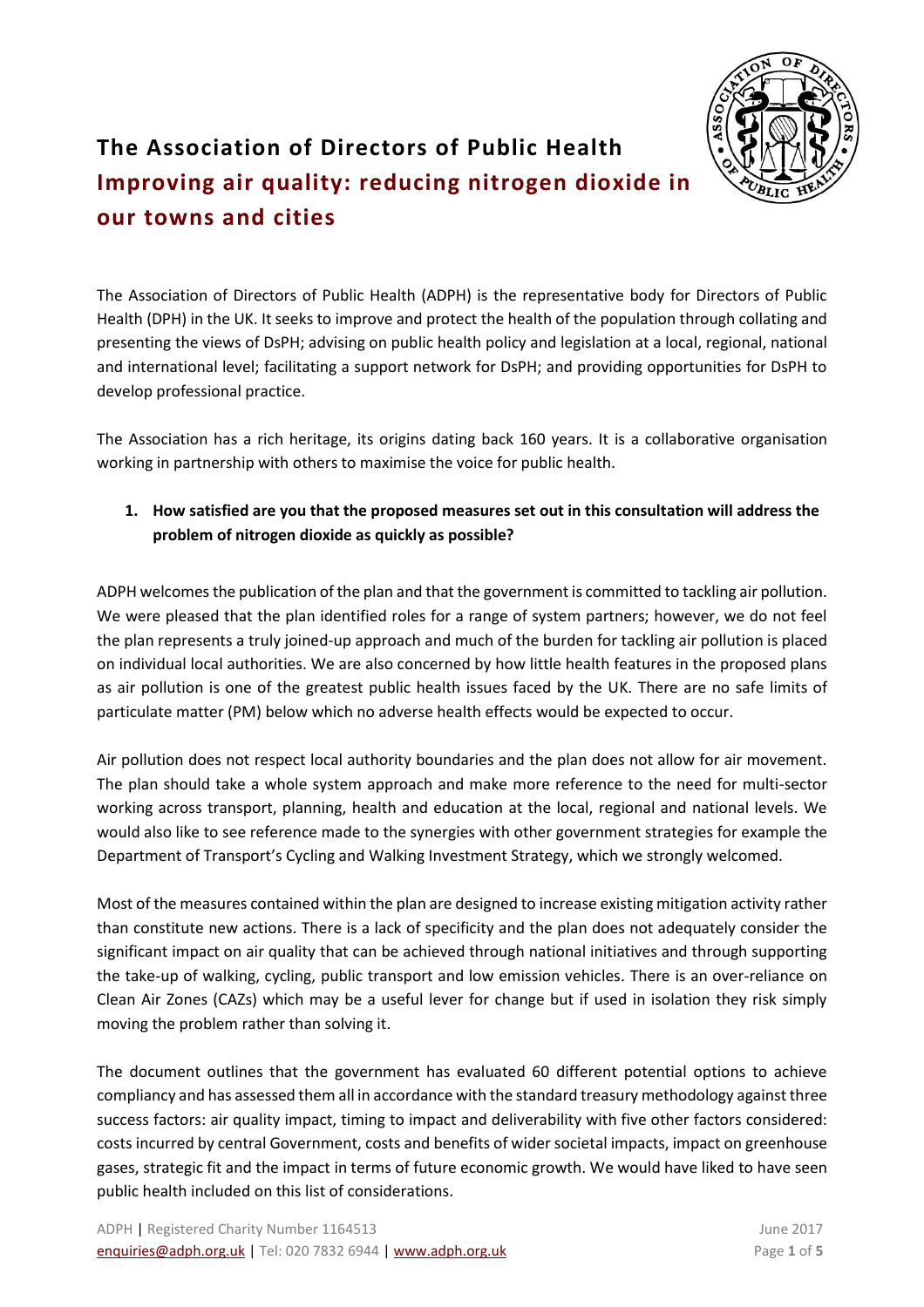# The Association of Directors of Public Health

## Improving air quality: reducing nitrogen dioxide in our towns and cities

The Association of Directors of Public Health (ADPH) is the representative body for Directors of Public Health (DPH) in the UK. It seeks to improve and protect the health of the population through collating and presenting the views of DsPH; advising on public health policy and legislation at a local, regional, national and international level; facilitating a support network for DsPH; and providing opportunities for DsPH to develop professional practice.

The Association has a rich heritage, its origins dating back 160 years. It is a collaborative organisation working in partnership with others to maximise the voice for public health.

1. **How satisfied are you that the proposed measures set out in this consultation will address the problem of nitrogen dioxide as quickly as possible?**

ADPH welcomes the publication of the plan and that the government is committed to tackling air pollution. We were pleased that the plan identified roles for a range of system partners; however, we do not feel the plan represents a truly joined-up approach and much of the burden for tackling air pollution is placed on individual local authorities. We are also concerned by how little health features in the proposed plans as air pollution is one of the greatest public health issues faced by the UK. There are no safe limits of particulate matter (PM) below which no adverse health effects would be expected to occur.

Air pollution does not respect local authority boundaries and the plan does not allow for air movement. The plan should take a whole system approach and make more reference to the need for multi-sector working across transport, planning, health and education at the local, regional and national levels. We would also like to see reference made to the synergies with other government strategies for example the Department of Transport's Cycling and Walking Investment Strategy, which we strongly welcomed.

Most of the measures contained within the plan are designed to increase existing mitigation activity rather than constitute new actions. There is a lack of specificity and the plan does not adequately consider the significant impact on air quality that can be achieved through national initiatives and through supporting the take-up of walking, cycling, public transport and low emission vehicles. There is an over-reliance on Clean Air Zones (CAZs) which may be a useful lever for change but if used in isolation they risk simply moving the problem rather than solving it.

The document outlines that the government has evaluated 60 different potential options to achieve compliancy and has assessed them all in accordance with the standard treasury methodology against three success factors: air quality impact, timing to impact and deliverability with five other factors considered: costs incurred by central Government, costs and benefits of wider societal impacts, impact on greenhouse gases, strategic fit and the impact in terms of future economic growth. We would have liked to have seen public health included on this list of considerations.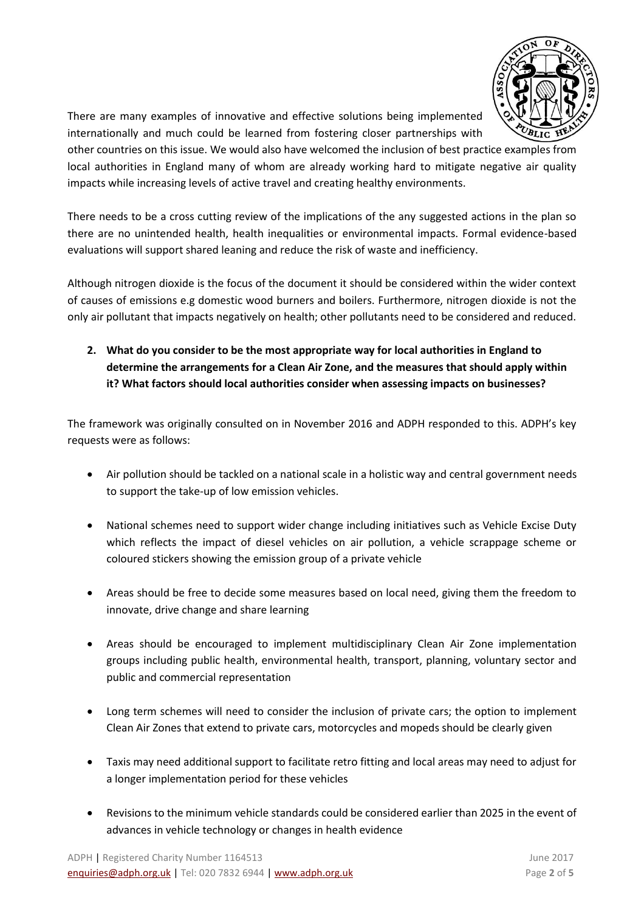There are many examples of innovative and effective solutions being implemented internationally and much could be learned from fostering closer partnerships with other countries on this issue. We would also have welcomed the inclusion of best practice examples from local authorities in England many of whom are already working hard to mitigate negative air quality impacts while increasing levels of active travel and creating healthy environments.

There needs to be a cross cutting review of the implications of the any suggested actions in the plan so there are no unintended health, health inequalities or environmental impacts. Formal evidence-based evaluations will support shared leaning and reduce the risk of waste and inefficiency.

Although nitrogen dioxide is the focus of the document it should be considered within the wider context of causes of emissions e.g domestic wood burners and boilers. Furthermore, nitrogen dioxide is not the only air pollutant that impacts negatively on health; other pollutants need to be considered and reduced.

2. **What do you consider to be the most appropriate way for local authorities in England to determine the arrangements for a Clean Air Zone, and the measures that should apply within it? What factors should local authorities consider when assessing impacts on businesses?**

The framework was originally consulted on in November 2016 and ADPH responded to this. ADPH's key requests were as follows:

- Air pollution should be tackled on a national scale in a holistic way and central government needs to support the take-up of low emission vehicles.
- National schemes need to support wider change including initiatives such as Vehicle Excise Duty which reflects the impact of diesel vehicles on air pollution, a vehicle scrappage scheme or coloured stickers showing the emission group of a private vehicle
- Areas should be free to decide some measures based on local need, giving them the freedom to innovate, drive change and share learning
- Areas should be encouraged to implement multidisciplinary Clean Air Zone implementation groups including public health, environmental health, transport, planning, voluntary sector and public and commercial representation
- Long term schemes will need to consider the inclusion of private cars; the option to implement Clean Air Zones that extend to private cars, motorcycles and mopeds should be clearly given
- Taxis may need additional support to facilitate retro fitting and local areas may need to adjust for a longer implementation period for these vehicles
- Revisions to the minimum vehicle standards could be considered earlier than 2025 in the event of advances in vehicle technology or changes in health evidence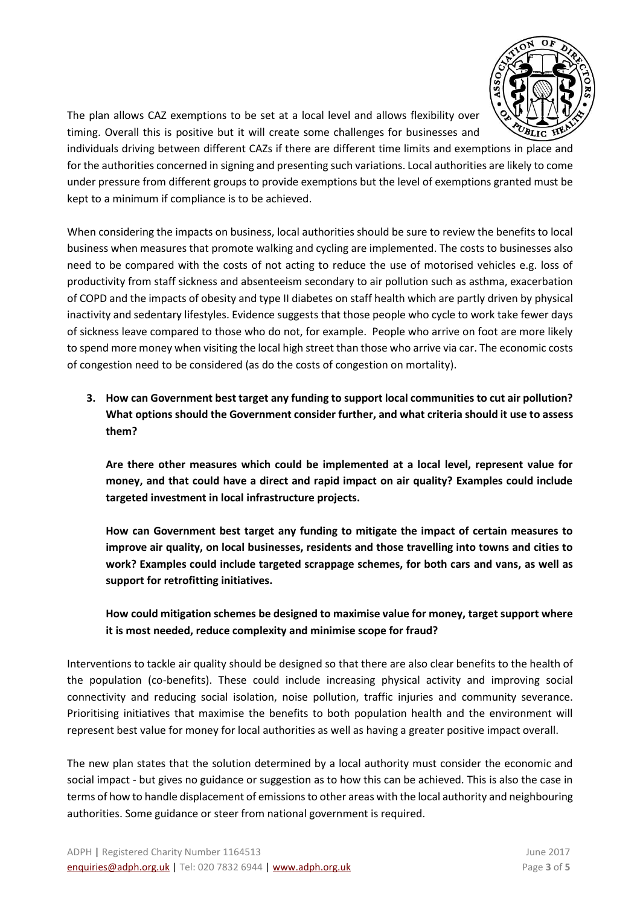The plan allows CAZ exemptions to be set at a local level and allows flexibility over timing. Overall this is positive but it will create some challenges for businesses and individuals driving between different CAZs if there are different time limits and exemptions in place and for the authorities concerned in signing and presenting such variations. Local authorities are likely to come under pressure from different groups to provide exemptions but the level of exemptions granted must be kept to a minimum if compliance is to be achieved.

When considering the impacts on business, local authorities should be sure to review the benefits to local business when measures that promote walking and cycling are implemented. The costs to businesses also need to be compared with the costs of not acting to reduce the use of motorised vehicles e.g. loss of productivity from staff sickness and absenteeism secondary to air pollution such as asthma, exacerbation of COPD and the impacts of obesity and type II diabetes on staff health which are partly driven by physical inactivity and sedentary lifestyles. Evidence suggests that those people who cycle to work take fewer days of sickness leave compared to those who do not, for example. People who arrive on foot are more likely to spend more money when visiting the local high street than those who arrive via car. The economic costs of congestion need to be considered (as do the costs of congestion on mortality).

3. **How can Government best target any funding to support local communities to cut air pollution? What options should the Government consider further, and what criteria should it use to assess them?**

   **Are there other measures which could be implemented at a local level, represent value for money, and that could have a direct and rapid impact on air quality? Examples could include targeted investment in local infrastructure projects.**

   **How can Government best target any funding to mitigate the impact of certain measures to improve air quality, on local businesses, residents and those travelling into towns and cities to work? Examples could include targeted scrappage schemes, for both cars and vans, as well as support for retrofitting initiatives.**

   **How could mitigation schemes be designed to maximise value for money, target support where it is most needed, reduce complexity and minimise scope for fraud?**

Interventions to tackle air quality should be designed so that there are also clear benefits to the health of the population (co-benefits). These could include increasing physical activity and improving social connectivity and reducing social isolation, noise pollution, traffic injuries and community severance. Prioritising initiatives that maximise the benefits to both population health and the environment will represent best value for money for local authorities as well as having a greater positive impact overall.

The new plan states that the solution determined by a local authority must consider the economic and social impact - but gives no guidance or suggestion as to how this can be achieved. This is also the case in terms of how to handle displacement of emissions to other areas with the local authority and neighbouring authorities. Some guidance or steer from national government is required.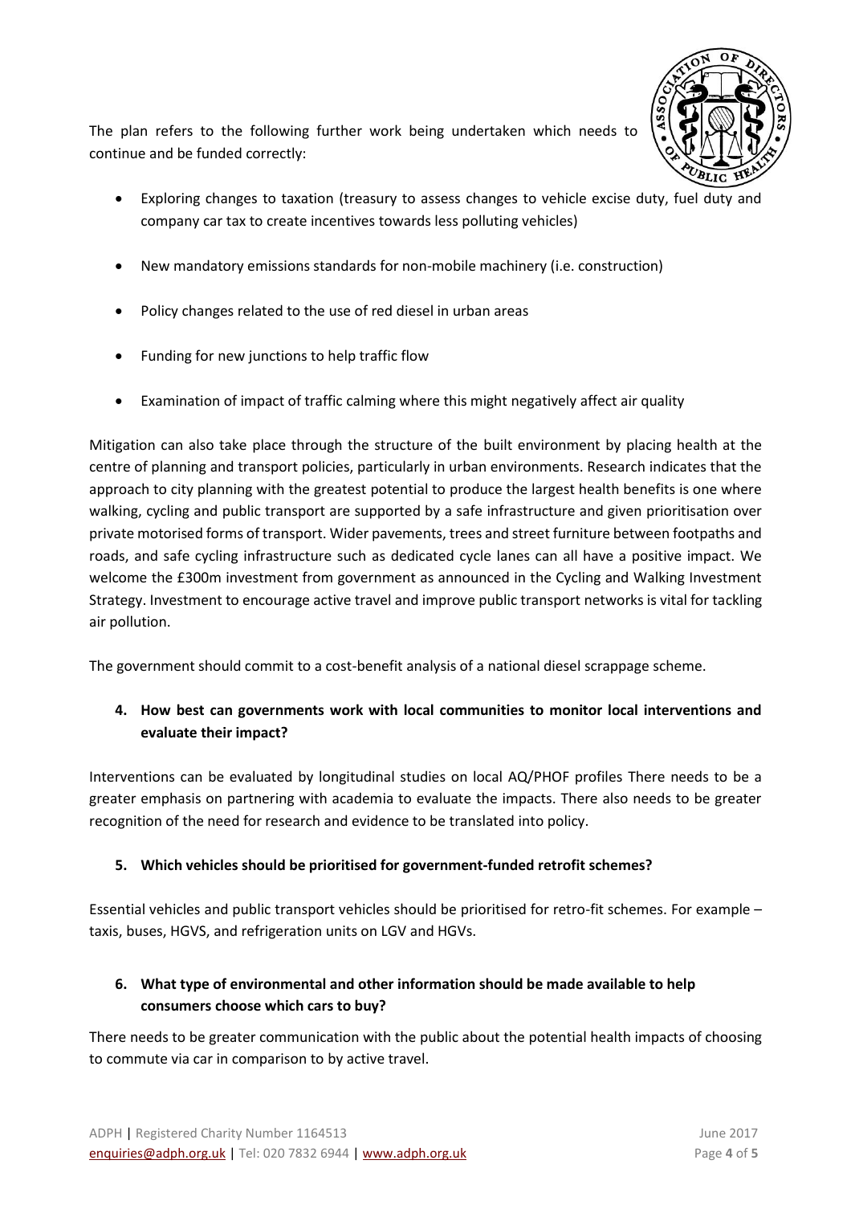The plan refers to the following further work being undertaken which needs to continue and be funded correctly:

- Exploring changes to taxation (treasury to assess changes to vehicle excise duty, fuel duty and company car tax to create incentives towards less polluting vehicles)
- New mandatory emissions standards for non-mobile machinery (i.e. construction)
- Policy changes related to the use of red diesel in urban areas
- Funding for new junctions to help traffic flow
- Examination of impact of traffic calming where this might negatively affect air quality

Mitigation can also take place through the structure of the built environment by placing health at the centre of planning and transport policies, particularly in urban environments. Research indicates that the approach to city planning with the greatest potential to produce the largest health benefits is one where walking, cycling and public transport are supported by a safe infrastructure and given prioritisation over private motorised forms of transport. Wider pavements, trees and street furniture between footpaths and roads, and safe cycling infrastructure such as dedicated cycle lanes can all have a positive impact. We welcome the £300m investment from government as announced in the Cycling and Walking Investment Strategy. Investment to encourage active travel and improve public transport networks is vital for tackling air pollution.

The government should commit to a cost-benefit analysis of a national diesel scrappage scheme.

**4. How best can governments work with local communities to monitor local interventions and evaluate their impact?**

Interventions can be evaluated by longitudinal studies on local AQ/PHOF profiles There needs to be a greater emphasis on partnering with academia to evaluate the impacts. There also needs to be greater recognition of the need for research and evidence to be translated into policy.

**5. Which vehicles should be prioritised for government-funded retrofit schemes?**

Essential vehicles and public transport vehicles should be prioritised for retro-fit schemes. For example – taxis, buses, HGVS, and refrigeration units on LGV and HGVs.

**6. What type of environmental and other information should be made available to help consumers choose which cars to buy?**

There needs to be greater communication with the public about the potential health impacts of choosing to commute via car in comparison to by active travel.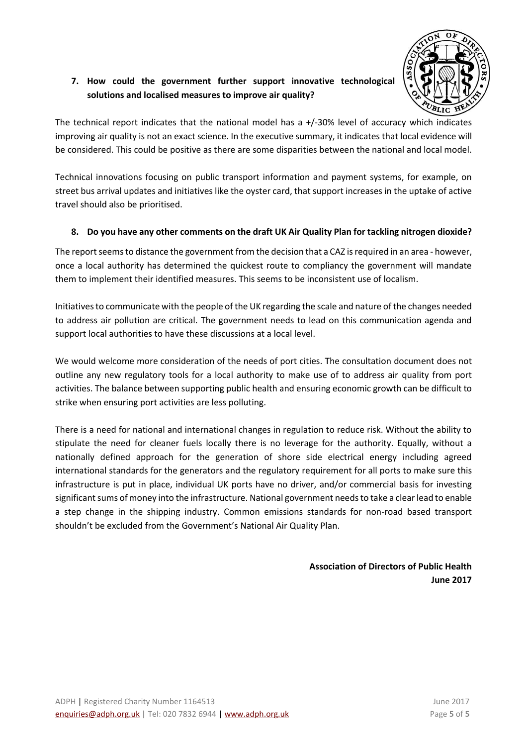**7. How could the government further support innovative technological solutions and localised measures to improve air quality?**

The technical report indicates that the national model has a +/-30% level of accuracy which indicates improving air quality is not an exact science. In the executive summary, it indicates that local evidence will be considered. This could be positive as there are some disparities between the national and local model.

Technical innovations focusing on public transport information and payment systems, for example, on street bus arrival updates and initiatives like the oyster card, that support increases in the uptake of active travel should also be prioritised.

**8. Do you have any other comments on the draft UK Air Quality Plan for tackling nitrogen dioxide?**

The report seems to distance the government from the decision that a CAZ is required in an area - however, once a local authority has determined the quickest route to compliancy the government will mandate them to implement their identified measures. This seems to be inconsistent use of localism.

Initiatives to communicate with the people of the UK regarding the scale and nature of the changes needed to address air pollution are critical. The government needs to lead on this communication agenda and support local authorities to have these discussions at a local level.

We would welcome more consideration of the needs of port cities. The consultation document does not outline any new regulatory tools for a local authority to make use of to address air quality from port activities. The balance between supporting public health and ensuring economic growth can be difficult to strike when ensuring port activities are less polluting.

There is a need for national and international changes in regulation to reduce risk. Without the ability to stipulate the need for cleaner fuels locally there is no leverage for the authority. Equally, without a nationally defined approach for the generation of shore side electrical energy including agreed international standards for the generators and the regulatory requirement for all ports to make sure this infrastructure is put in place, individual UK ports have no driver, and/or commercial basis for investing significant sums of money into the infrastructure. National government needs to take a clear lead to enable a step change in the shipping industry. Common emissions standards for non-road based transport shouldn't be excluded from the Government's National Air Quality Plan.

**Association of Directors of Public Health**
**June 2017**